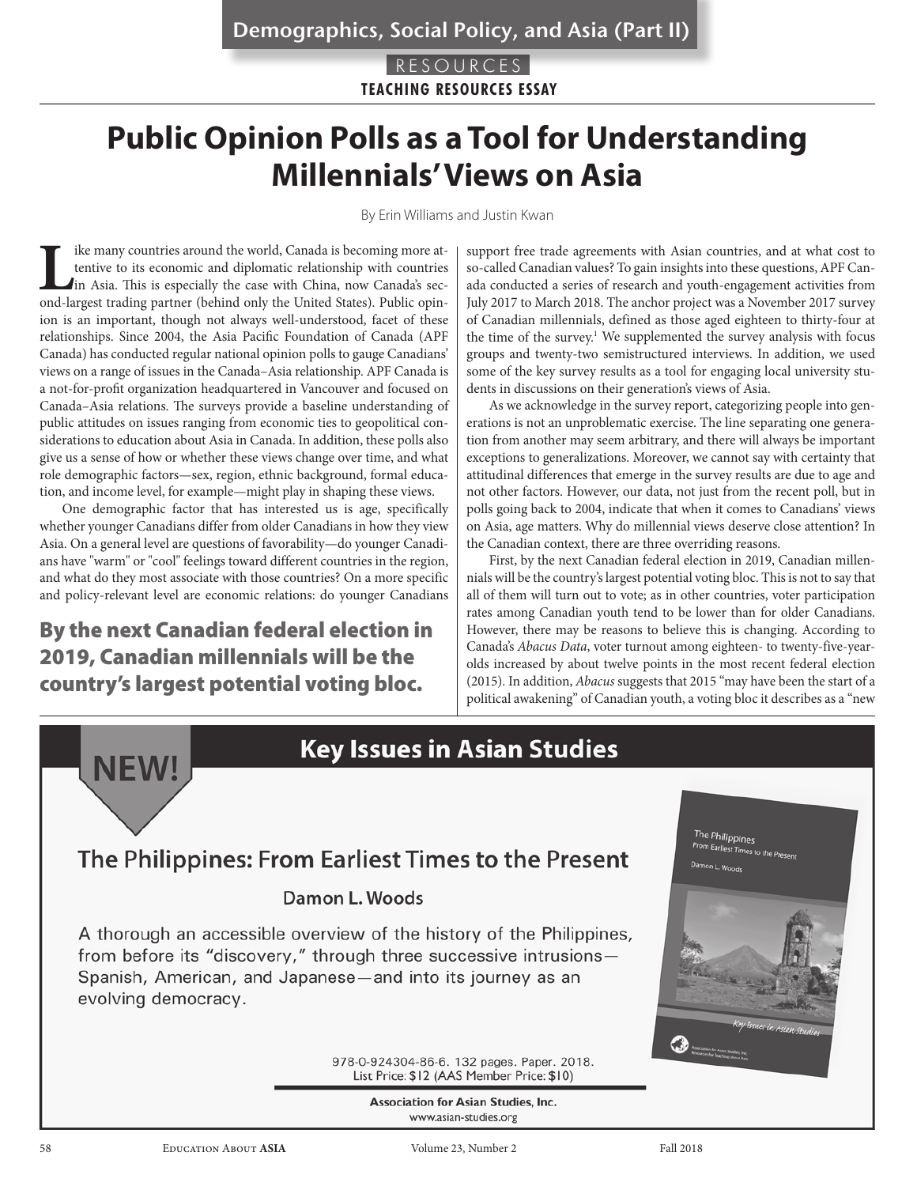Demographics, Social Policy, and Asia (Part II)

RESOURCES

TEACHING RESOURCES ESSAY

# Public Opinion Polls as a Tool for Understanding Millennials' Views on Asia

By Erin Williams and Justin Kwan

Like many countries around the world, Canada is becoming more attentive to its economic and diplomatic relationship with countries in Asia. This is especially the case with China, now Canada's second-largest trading partner (behind only the United States). Public opinion is an important, though not always well-understood, facet of these relationships. Since 2004, the Asia Pacific Foundation of Canada (APF Canada) has conducted regular national opinion polls to gauge Canadians' views on a range of issues in the Canada–Asia relationship. APF Canada is a not-for-profit organization headquartered in Vancouver and focused on Canada–Asia relations. The surveys provide a baseline understanding of public attitudes on issues ranging from economic ties to geopolitical considerations to education about Asia in Canada. In addition, these polls also give us a sense of how or whether these views change over time, and what role demographic factors—sex, region, ethnic background, formal education, and income level, for example—might play in shaping these views.

One demographic factor that has interested us is age, specifically whether younger Canadians differ from older Canadians in how they view Asia. On a general level are questions of favorability—do younger Canadians have "warm" or "cool" feelings toward different countries in the region, and what do they most associate with those countries? On a more specific and policy-relevant level are economic relations: do younger Canadians support free trade agreements with Asian countries, and at what cost to so-called Canadian values? To gain insights into these questions, APF Canada conducted a series of research and youth-engagement activities from July 2017 to March 2018. The anchor project was a November 2017 survey of Canadian millennials, defined as those aged eighteen to thirty-four at the time of the survey.[1] We supplemented the survey analysis with focus groups and twenty-two semistructured interviews. In addition, we used some of the key survey results as a tool for engaging local university students in discussions on their generation's views of Asia.

**By the next Canadian federal election in 2019, Canadian millennials will be the country's largest potential voting bloc.**

As we acknowledge in the survey report, categorizing people into generations is not an unproblematic exercise. The line separating one generation from another may seem arbitrary, and there will always be important exceptions to generalizations. Moreover, we cannot say with certainty that attitudinal differences that emerge in the survey results are due to age and not other factors. However, our data, not just from the recent poll, but in polls going back to 2004, indicate that when it comes to Canadians' views on Asia, age matters. Why do millennial views deserve close attention? In the Canadian context, there are three overriding reasons.

First, by the next Canadian federal election in 2019, Canadian millennials will be the country's largest potential voting bloc. This is not to say that all of them will turn out to vote; as in other countries, voter participation rates among Canadian youth tend to be lower than for older Canadians. However, there may be reasons to believe this is changing. According to Canada's *Abacus Data*, voter turnout among eighteen- to twenty-five-year-olds increased by about twelve points in the most recent federal election (2015). In addition, *Abacus* suggests that 2015 "may have been the start of a political awakening" of Canadian youth, a voting bloc it describes as a "new

---

NEW!

## Key Issues in Asian Studies

### The Philippines: From Earliest Times to the Present

Damon L. Woods

A thorough an accessible overview of the history of the Philippines, from before its "discovery," through three successive intrusions—Spanish, American, and Japanese—and into its journey as an evolving democracy.

978-0-924304-86-6. 132 pages. Paper. 2018.
List Price: $12 (AAS Member Price: $10)

Association for Asian Studies, Inc.
www.asian-studies.org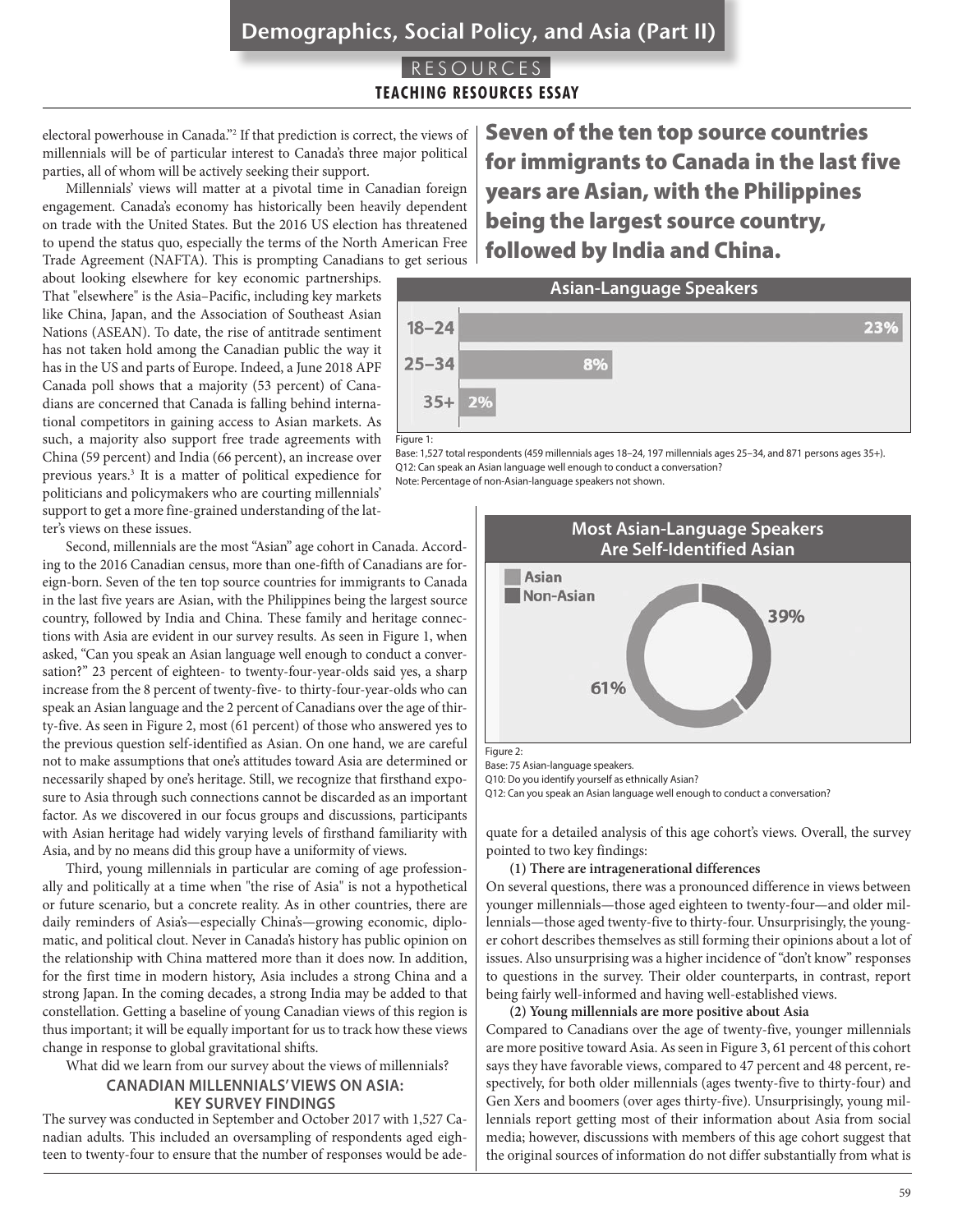electoral powerhouse in Canada."[2] If that prediction is correct, the views of millennials will be of particular interest to Canada's three major political parties, all of whom will be actively seeking their support.

Millennials' views will matter at a pivotal time in Canadian foreign engagement. Canada's economy has historically been heavily dependent on trade with the United States. But the 2016 US election has threatened to upend the status quo, especially the terms of the North American Free Trade Agreement (NAFTA). This is prompting Canadians to get serious about looking elsewhere for key economic partnerships. That "elsewhere" is the Asia–Pacific, including key markets like China, Japan, and the Association of Southeast Asian Nations (ASEAN). To date, the rise of antitrade sentiment has not taken hold among the Canadian public the way it has in the US and parts of Europe. Indeed, a June 2018 APF Canada poll shows that a majority (53 percent) of Canadians are concerned that Canada is falling behind international competitors in gaining access to Asian markets. As such, a majority also support free trade agreements with China (59 percent) and India (66 percent), an increase over previous years.[3] It is a matter of political expedience for politicians and policymakers who are courting millennials' support to get a more fine-grained understanding of the latter's views on these issues.

Second, millennials are the most "Asian" age cohort in Canada. According to the 2016 Canadian census, more than one-fifth of Canadians are foreign-born. Seven of the ten top source countries for immigrants to Canada in the last five years are Asian, with the Philippines being the largest source country, followed by India and China. These family and heritage connections with Asia are evident in our survey results. As seen in Figure 1, when asked, "Can you speak an Asian language well enough to conduct a conversation?" 23 percent of eighteen- to twenty-four-year-olds said yes, a sharp increase from the 8 percent of twenty-five- to thirty-four-year-olds who can speak an Asian language and the 2 percent of Canadians over the age of thirty-five. As seen in Figure 2, most (61 percent) of those who answered yes to the previous question self-identified as Asian. On one hand, we are careful not to make assumptions that one's attitudes toward Asia are determined or necessarily shaped by one's heritage. Still, we recognize that firsthand exposure to Asia through such connections cannot be discarded as an important factor. As we discovered in our focus groups and discussions, participants with Asian heritage had widely varying levels of firsthand familiarity with Asia, and by no means did this group have a uniformity of views.

Third, young millennials in particular are coming of age professionally and politically at a time when "the rise of Asia" is not a hypothetical or future scenario, but a concrete reality. As in other countries, there are daily reminders of Asia's—especially China's—growing economic, diplomatic, and political clout. Never in Canada's history has public opinion on the relationship with China mattered more than it does now. In addition, for the first time in modern history, Asia includes a strong China and a strong Japan. In the coming decades, a strong India may be added to that constellation. Getting a baseline of young Canadian views of this region is thus important; it will be equally important for us to track how these views change in response to global gravitational shifts.

What did we learn from our survey about the views of millennials?

**Seven of the ten top source countries for immigrants to Canada in the last five years are Asian, with the Philippines being the largest source country, followed by India and China.**

**Asian-Language Speakers**

| Age | Percent |
|---|---|
| 18–24 | 23% |
| 25–34 | 8% |
| 35+ | 2% |

Figure 1:
Base: 1,527 total respondents (459 millennials ages 18–24, 197 millennials ages 25–34, and 871 persons ages 35+).
Q12: Can speak an Asian language well enough to conduct a conversation?
Note: Percentage of non-Asian-language speakers not shown.

**Most Asian-Language Speakers Are Self-Identified Asian**

| | Percent |
|---|---|
| Asian | 61% |
| Non-Asian | 39% |

Figure 2:
Base: 75 Asian-language speakers.
Q10: Do you identify yourself as ethnically Asian?
Q12: Can you speak an Asian language well enough to conduct a conversation?

## CANADIAN MILLENNIALS' VIEWS ON ASIA: KEY SURVEY FINDINGS

The survey was conducted in September and October 2017 with 1,527 Canadian adults. This included an oversampling of respondents aged eighteen to twenty-four to ensure that the number of responses would be adequate for a detailed analysis of this age cohort's views. Overall, the survey pointed to two key findings:

**(1) There are intragenerational differences**

On several questions, there was a pronounced difference in views between younger millennials—those aged eighteen to twenty-four—and older millennials—those aged twenty-five to thirty-four. Unsurprisingly, the younger cohort describes themselves as still forming their opinions about a lot of issues. Also unsurprising was a higher incidence of "don't know" responses to questions in the survey. Their older counterparts, in contrast, report being fairly well-informed and having well-established views.

**(2) Young millennials are more positive about Asia**

Compared to Canadians over the age of twenty-five, younger millennials are more positive toward Asia. As seen in Figure 3, 61 percent of this cohort says they have favorable views, compared to 47 percent and 48 percent, respectively, for both older millennials (ages twenty-five to thirty-four) and Gen Xers and boomers (over ages thirty-five). Unsurprisingly, young millennials report getting most of their information about Asia from social media; however, discussions with members of this age cohort suggest that the original sources of information do not differ substantially from what is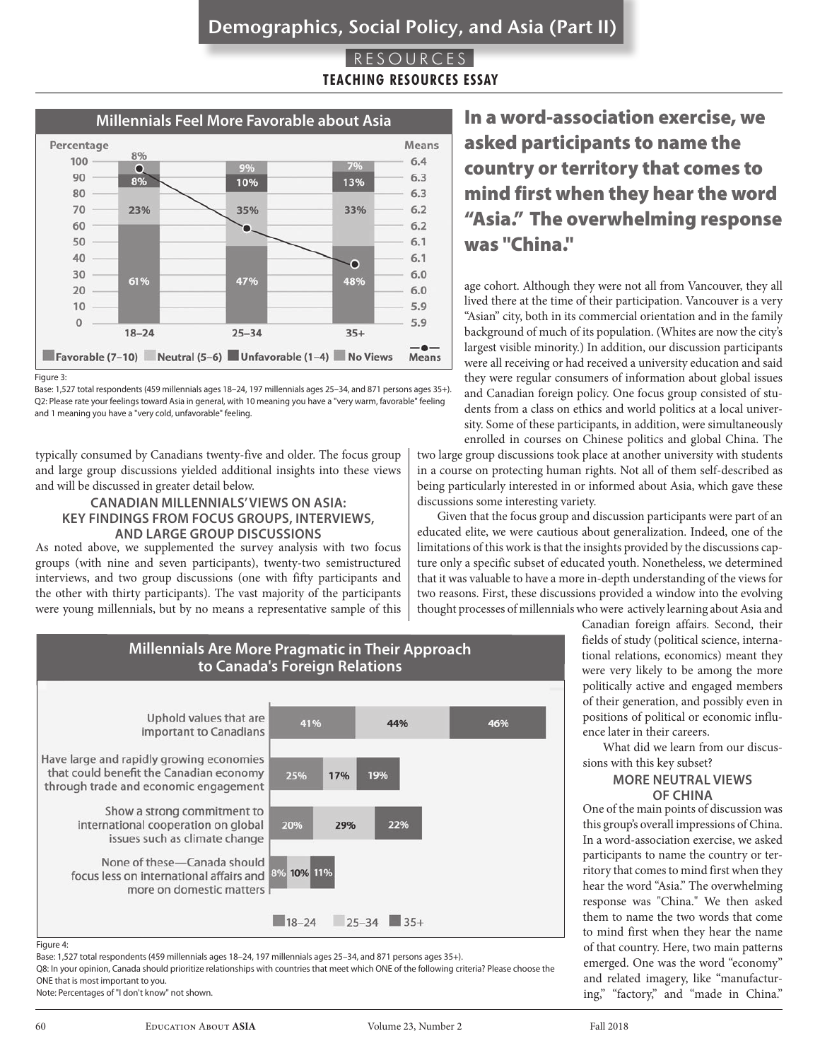## Millennials Feel More Favorable about Asia

| | 18–24 | 25–34 | 35+ |
|---|---|---|---|
| Favorable (7–10) | 61% | 47% | 48% |
| Neutral (5–6) | 23% | 35% | 33% |
| Unfavorable (1–4) | 8% | 10% | 13% |
| No Views | 8% | 9% | 7% |

Figure 3:

Base: 1,527 total respondents (459 millennials ages 18–24, 197 millennials ages 25–34, and 871 persons ages 35+).
Q2: Please rate your feelings toward Asia in general, with 10 meaning you have a "very warm, favorable" feeling and 1 meaning you have a "very cold, unfavorable" feeling.

typically consumed by Canadians twenty-five and older. The focus group and large group discussions yielded additional insights into these views and will be discussed in greater detail below.

### CANADIAN MILLENNIALS' VIEWS ON ASIA: KEY FINDINGS FROM FOCUS GROUPS, INTERVIEWS, AND LARGE GROUP DISCUSSIONS

As noted above, we supplemented the survey analysis with two focus groups (with nine and seven participants), twenty-two semistructured interviews, and two group discussions (one with fifty participants and the other with thirty participants). The vast majority of the participants were young millennials, but by no means a representative sample of this age cohort. Although they were not all from Vancouver, they all lived there at the time of their participation. Vancouver is a very "Asian" city, both in its commercial orientation and in the family background of much of its population. (Whites are now the city's largest visible minority.) In addition, our discussion participants were all receiving or had received a university education and said they were regular consumers of information about global issues and Canadian foreign policy. One focus group consisted of students from a class on ethics and world politics at a local university. Some of these participants, in addition, were simultaneously enrolled in courses on Chinese politics and global China. The two large group discussions took place at another university with students in a course on protecting human rights. Not all of them self-described as being particularly interested in or informed about Asia, which gave these discussions some interesting variety.

Given that the focus group and discussion participants were part of an educated elite, we were cautious about generalization. Indeed, one of the limitations of this work is that the insights provided by the discussions capture only a specific subset of educated youth. Nonetheless, we determined that it was valuable to have a more in-depth understanding of the views for two reasons. First, these discussions provided a window into the evolving thought processes of millennials who were actively learning about Asia and Canadian foreign affairs. Second, their fields of study (political science, international relations, economics) meant they were very likely to be among the more politically active and engaged members of their generation, and possibly even in positions of political or economic influence later in their careers.

What did we learn from our discussions with this key subset?

**In a word-association exercise, we asked participants to name the country or territory that comes to mind first when they hear the word "Asia." The overwhelming response was "China."**

### MORE NEUTRAL VIEWS OF CHINA

One of the main points of discussion was this group's overall impressions of China. In a word-association exercise, we asked participants to name the country or territory that comes to mind first when they hear the word "Asia." The overwhelming response was "China." We then asked them to name the two words that come to mind first when they hear the name of that country. Here, two main patterns emerged. One was the word "economy" and related imagery, like "manufacturing," "factory," and "made in China."

## Millennials Are More Pragmatic in Their Approach to Canada's Foreign Relations

| | 18–24 | 25–34 | 35+ |
|---|---|---|---|
| Uphold values that are important to Canadians | 41% | 44% | 46% |
| Have large and rapidly growing economies that could benefit the Canadian economy through trade and economic engagement | 25% | 17% | 19% |
| Show a strong commitment to international cooperation on global issues such as climate change | 20% | 29% | 22% |
| None of these—Canada should focus less on international affairs and more on domestic matters | 8% | 10% | 11% |

Figure 4:

Base: 1,527 total respondents (459 millennials ages 18–24, 197 millennials ages 25–34, and 871 persons ages 35+).
Q8: In your opinion, Canada should prioritize relationships with countries that meet which ONE of the following criteria? Please choose the ONE that is most important to you.
Note: Percentages of "I don't know" not shown.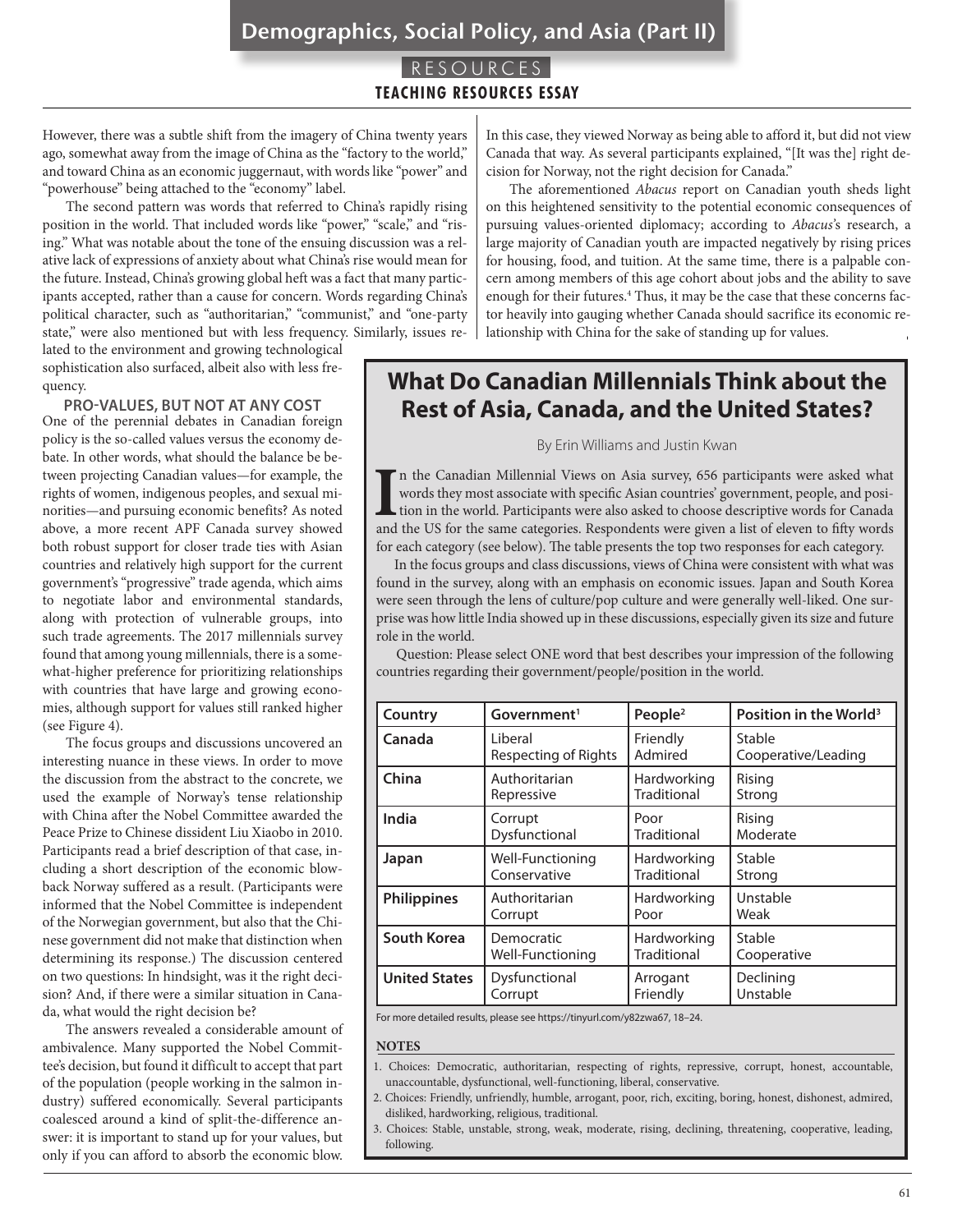However, there was a subtle shift from the imagery of China twenty years ago, somewhat away from the image of China as the "factory to the world," and toward China as an economic juggernaut, with words like "power" and "powerhouse" being attached to the "economy" label.

The second pattern was words that referred to China's rapidly rising position in the world. That included words like "power," "scale," and "rising." What was notable about the tone of the ensuing discussion was a relative lack of expressions of anxiety about what China's rise would mean for the future. Instead, China's growing global heft was a fact that many participants accepted, rather than a cause for concern. Words regarding China's political character, such as "authoritarian," "communist," and "one-party state," were also mentioned but with less frequency. Similarly, issues related to the environment and growing technological sophistication also surfaced, albeit also with less frequency.

### PRO-VALUES, BUT NOT AT ANY COST

One of the perennial debates in Canadian foreign policy is the so-called values versus the economy debate. In other words, what should the balance be between projecting Canadian values—for example, the rights of women, indigenous peoples, and sexual minorities—and pursuing economic benefits? As noted above, a more recent APF Canada survey showed both robust support for closer trade ties with Asian countries and relatively high support for the current government's "progressive" trade agenda, which aims to negotiate labor and environmental standards, along with protection of vulnerable groups, into such trade agreements. The 2017 millennials survey found that among young millennials, there is a somewhat-higher preference for prioritizing relationships with countries that have large and growing economies, although support for values still ranked higher (see Figure 4).

The focus groups and discussions uncovered an interesting nuance in these views. In order to move the discussion from the abstract to the concrete, we used the example of Norway's tense relationship with China after the Nobel Committee awarded the Peace Prize to Chinese dissident Liu Xiaobo in 2010. Participants read a brief description of that case, including a short description of the economic blowback Norway suffered as a result. (Participants were informed that the Nobel Committee is independent of the Norwegian government, but also that the Chinese government did not make that distinction when determining its response.) The discussion centered on two questions: In hindsight, was it the right decision? And, if there were a similar situation in Canada, what would the right decision be?

The answers revealed a considerable amount of ambivalence. Many supported the Nobel Committee's decision, but found it difficult to accept that part of the population (people working in the salmon industry) suffered economically. Several participants coalesced around a kind of split-the-difference answer: it is important to stand up for your values, but only if you can afford to absorb the economic blow. In this case, they viewed Norway as being able to afford it, but did not view Canada that way. As several participants explained, "[It was the] right decision for Norway, not the right decision for Canada."

The aforementioned *Abacus* report on Canadian youth sheds light on this heightened sensitivity to the potential economic consequences of pursuing values-oriented diplomacy; according to *Abacus*'s research, a large majority of Canadian youth are impacted negatively by rising prices for housing, food, and tuition. At the same time, there is a palpable concern among members of this age cohort about jobs and the ability to save enough for their futures.[4] Thus, it may be the case that these concerns factor heavily into gauging whether Canada should sacrifice its economic relationship with China for the sake of standing up for values.

## What Do Canadian Millennials Think about the Rest of Asia, Canada, and the United States?

By Erin Williams and Justin Kwan

In the Canadian Millennial Views on Asia survey, 656 participants were asked what words they most associate with specific Asian countries' government, people, and position in the world. Participants were also asked to choose descriptive words for Canada and the US for the same categories. Respondents were given a list of eleven to fifty words for each category (see below). The table presents the top two responses for each category.

In the focus groups and class discussions, views of China were consistent with what was found in the survey, along with an emphasis on economic issues. Japan and South Korea were seen through the lens of culture/pop culture and were generally well-liked. One surprise was how little India showed up in these discussions, especially given its size and future role in the world.

Question: Please select ONE word that best describes your impression of the following countries regarding their government/people/position in the world.

| Country | Government[1] | People[2] | Position in the World[3] |
|---|---|---|---|
| **Canada** | Liberal<br>Respecting of Rights | Friendly<br>Admired | Stable<br>Cooperative/Leading |
| **China** | Authoritarian<br>Repressive | Hardworking<br>Traditional | Rising<br>Strong |
| **India** | Corrupt<br>Dysfunctional | Poor<br>Traditional | Rising<br>Moderate |
| **Japan** | Well-Functioning<br>Conservative | Hardworking<br>Traditional | Stable<br>Strong |
| **Philippines** | Authoritarian<br>Corrupt | Hardworking<br>Poor | Unstable<br>Weak |
| **South Korea** | Democratic<br>Well-Functioning | Hardworking<br>Traditional | Stable<br>Cooperative |
| **United States** | Dysfunctional<br>Corrupt | Arrogant<br>Friendly | Declining<br>Unstable |

For more detailed results, please see https://tinyurl.com/y82zwa67, 18–24.

**NOTES**

1. Choices: Democratic, authoritarian, respecting of rights, repressive, corrupt, honest, accountable, unaccountable, dysfunctional, well-functioning, liberal, conservative.
2. Choices: Friendly, unfriendly, humble, arrogant, poor, rich, exciting, boring, honest, dishonest, admired, disliked, hardworking, religious, traditional.
3. Choices: Stable, unstable, strong, weak, moderate, rising, declining, threatening, cooperative, leading, following.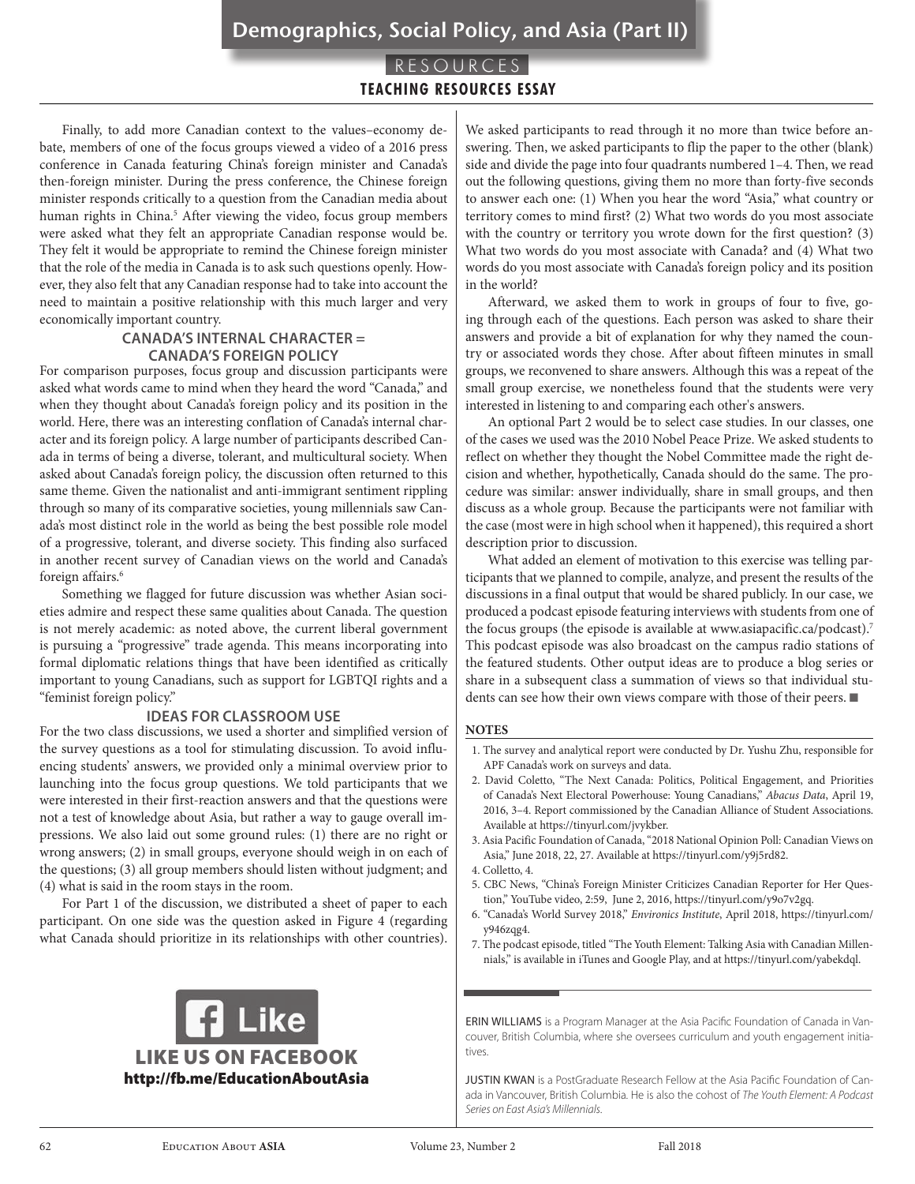Finally, to add more Canadian context to the values–economy debate, members of one of the focus groups viewed a video of a 2016 press conference in Canada featuring China's foreign minister and Canada's then-foreign minister. During the press conference, the Chinese foreign minister responds critically to a question from the Canadian media about human rights in China.[5] After viewing the video, focus group members were asked what they felt an appropriate Canadian response would be. They felt it would be appropriate to remind the Chinese foreign minister that the role of the media in Canada is to ask such questions openly. However, they also felt that any Canadian response had to take into account the need to maintain a positive relationship with this much larger and very economically important country.

## CANADA'S INTERNAL CHARACTER = CANADA'S FOREIGN POLICY

For comparison purposes, focus group and discussion participants were asked what words came to mind when they heard the word "Canada," and when they thought about Canada's foreign policy and its position in the world. Here, there was an interesting conflation of Canada's internal character and its foreign policy. A large number of participants described Canada in terms of being a diverse, tolerant, and multicultural society. When asked about Canada's foreign policy, the discussion often returned to this same theme. Given the nationalist and anti-immigrant sentiment rippling through so many of its comparative societies, young millennials saw Canada's most distinct role in the world as being the best possible role model of a progressive, tolerant, and diverse society. This finding also surfaced in another recent survey of Canadian views on the world and Canada's foreign affairs.[6]

Something we flagged for future discussion was whether Asian societies admire and respect these same qualities about Canada. The question is not merely academic: as noted above, the current liberal government is pursuing a "progressive" trade agenda. This means incorporating into formal diplomatic relations things that have been identified as critically important to young Canadians, such as support for LGBTQI rights and a "feminist foreign policy."

## IDEAS FOR CLASSROOM USE

For the two class discussions, we used a shorter and simplified version of the survey questions as a tool for stimulating discussion. To avoid influencing students' answers, we provided only a minimal overview prior to launching into the focus group questions. We told participants that we were interested in their first-reaction answers and that the questions were not a test of knowledge about Asia, but rather a way to gauge overall impressions. We also laid out some ground rules: (1) there are no right or wrong answers; (2) in small groups, everyone should weigh in on each of the questions; (3) all group members should listen without judgment; and (4) what is said in the room stays in the room.

For Part 1 of the discussion, we distributed a sheet of paper to each participant. On one side was the question asked in Figure 4 (regarding what Canada should prioritize in its relationships with other countries). We asked participants to read through it no more than twice before answering. Then, we asked participants to flip the paper to the other (blank) side and divide the page into four quadrants numbered 1–4. Then, we read out the following questions, giving them no more than forty-five seconds to answer each one: (1) When you hear the word "Asia," what country or territory comes to mind first? (2) What two words do you most associate with the country or territory you wrote down for the first question? (3) What two words do you most associate with Canada? and (4) What two words do you most associate with Canada's foreign policy and its position in the world?

Afterward, we asked them to work in groups of four to five, going through each of the questions. Each person was asked to share their answers and provide a bit of explanation for why they named the country or associated words they chose. After about fifteen minutes in small groups, we reconvened to share answers. Although this was a repeat of the small group exercise, we nonetheless found that the students were very interested in listening to and comparing each other's answers.

An optional Part 2 would be to select case studies. In our classes, one of the cases we used was the 2010 Nobel Peace Prize. We asked students to reflect on whether they thought the Nobel Committee made the right decision and whether, hypothetically, Canada should do the same. The procedure was similar: answer individually, share in small groups, and then discuss as a whole group. Because the participants were not familiar with the case (most were in high school when it happened), this required a short description prior to discussion.

What added an element of motivation to this exercise was telling participants that we planned to compile, analyze, and present the results of the discussions in a final output that would be shared publicly. In our case, we produced a podcast episode featuring interviews with students from one of the focus groups (the episode is available at www.asiapacific.ca/podcast).[7] This podcast episode was also broadcast on the campus radio stations of the featured students. Other output ideas are to produce a blog series or share in a subsequent class a summation of views so that individual students can see how their own views compare with those of their peers. ■

## NOTES

1. The survey and analytical report were conducted by Dr. Yushu Zhu, responsible for APF Canada's work on surveys and data.
2. David Coletto, "The Next Canada: Politics, Political Engagement, and Priorities of Canada's Next Electoral Powerhouse: Young Canadians," *Abacus Data*, April 19, 2016, 3–4. Report commissioned by the Canadian Alliance of Student Associations. Available at https://tinyurl.com/jvykber.
3. Asia Pacific Foundation of Canada, "2018 National Opinion Poll: Canadian Views on Asia," June 2018, 22, 27. Available at https://tinyurl.com/y9j5rd82.
4. Colletto, 4.
5. CBC News, "China's Foreign Minister Criticizes Canadian Reporter for Her Question," YouTube video, 2:59, June 2, 2016, https://tinyurl.com/y9o7v2gq.
6. "Canada's World Survey 2018," *Environics Institute*, April 2018, https://tinyurl.com/y946zqg4.
7. The podcast episode, titled "The Youth Element: Talking Asia with Canadian Millennials," is available in iTunes and Google Play, and at https://tinyurl.com/yabekdql.

**LIKE US ON FACEBOOK**
**http://fb.me/EducationAboutAsia**

ERIN WILLIAMS is a Program Manager at the Asia Pacific Foundation of Canada in Vancouver, British Columbia, where she oversees curriculum and youth engagement initiatives.

JUSTIN KWAN is a PostGraduate Research Fellow at the Asia Pacific Foundation of Canada in Vancouver, British Columbia. He is also the cohost of *The Youth Element: A Podcast Series on East Asia's Millennials.*